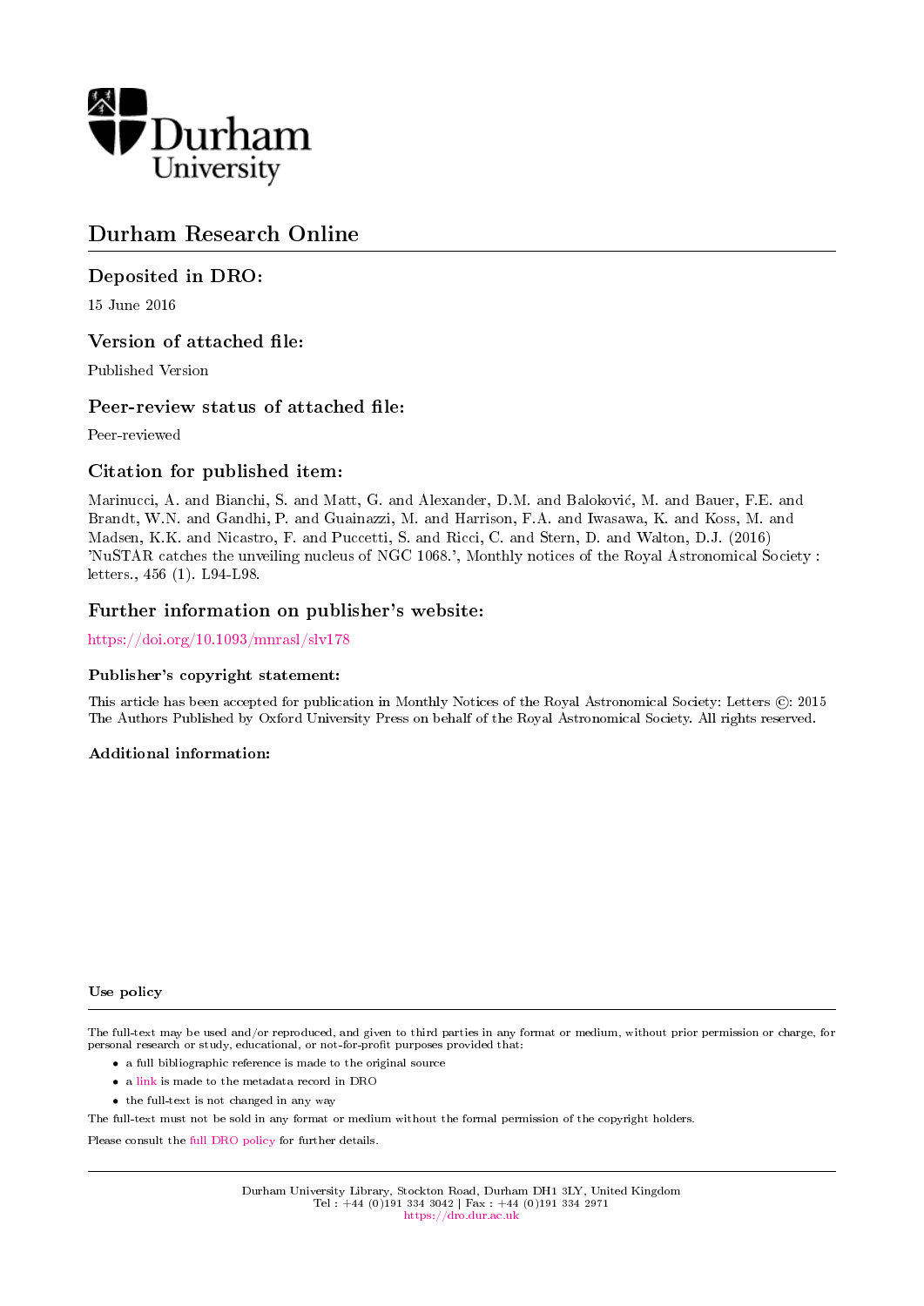Durham University

# Durham Research Online

## Deposited in DRO:

15 June 2016

## Version of attached file:

Published Version

## Peer-review status of attached file:

Peer-reviewed

## Citation for published item:

Marinucci, A. and Bianchi, S. and Matt, G. and Alexander, D.M. and Baloković, M. and Bauer, F.E. and Brandt, W.N. and Gandhi, P. and Guainazzi, M. and Harrison, F.A. and Iwasawa, K. and Koss, M. and Madsen, K.K. and Nicastro, F. and Puccetti, S. and Ricci, C. and Stern, D. and Walton, D.J. (2016) 'NuSTAR catches the unveiling nucleus of NGC 1068.', Monthly notices of the Royal Astronomical Society : letters., 456 (1). L94-L98.

## Further information on publisher's website:

https://doi.org/10.1093/mnrasl/slv178

### Publisher's copyright statement:

This article has been accepted for publication in Monthly Notices of the Royal Astronomical Society: Letters ©: 2015 The Authors Published by Oxford University Press on behalf of the Royal Astronomical Society. All rights reserved.

### Additional information:

### Use policy

The full-text may be used and/or reproduced, and given to third parties in any format or medium, without prior permission or charge, for personal research or study, educational, or not-for-profit purposes provided that:

- a full bibliographic reference is made to the original source
- a link is made to the metadata record in DRO
- the full-text is not changed in any way

The full-text must not be sold in any format or medium without the formal permission of the copyright holders.

Please consult the full DRO policy for further details.

Durham University Library, Stockton Road, Durham DH1 3LY, United Kingdom
Tel : +44 (0)191 334 3042 | Fax : +44 (0)191 334 2971
https://dro.dur.ac.uk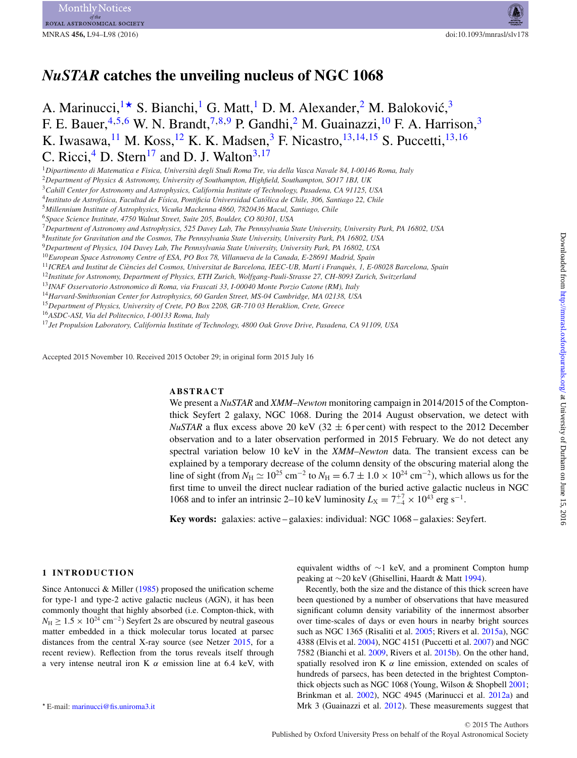# *NuSTAR* catches the unveiling nucleus of NGC 1068

A. Marinucci,[1⋆] S. Bianchi,[1] G. Matt,[1] D. M. Alexander,[2] M. Baloković,[3] F. E. Bauer,[4,5,6] W. N. Brandt,[7,8,9] P. Gandhi,[2] M. Guainazzi,[10] F. A. Harrison,[3] K. Iwasawa,[11] M. Koss,[12] K. K. Madsen,[3] F. Nicastro,[13,14,15] S. Puccetti,[13,16] C. Ricci,[4] D. Stern[17] and D. J. Walton[3,17]

[1]*Dipartimento di Matematica e Fisica, Università degli Studi Roma Tre, via della Vasca Navale 84, I-00146 Roma, Italy*
[2]*Department of Physics & Astronomy, University of Southampton, Highfield, Southampton, SO17 1BJ, UK*
[3]*Cahill Center for Astronomy and Astrophysics, California Institute of Technology, Pasadena, CA 91125, USA*
[4]*Instituto de Astrofísica, Facultad de Física, Pontificia Universidad Católica de Chile, 306, Santiago 22, Chile*
[5]*Millennium Institute of Astrophysics, Vicuña Mackenna 4860, 7820436 Macul, Santiago, Chile*
[6]*Space Science Institute, 4750 Walnut Street, Suite 205, Boulder, CO 80301, USA*
[7]*Department of Astronomy and Astrophysics, 525 Davey Lab, The Pennsylvania State University, University Park, PA 16802, USA*
[8]*Institute for Gravitation and the Cosmos, The Pennsylvania State University, University Park, PA 16802, USA*
[9]*Department of Physics, 104 Davey Lab, The Pennsylvania State University, University Park, PA 16802, USA*
[10]*European Space Astronomy Centre of ESA, PO Box 78, Villanueva de la Canada, E-28691 Madrid, Spain*
[11]*ICREA and Institut de Ciències del Cosmos, Universitat de Barcelona, IEEC-UB, Martí i Franquès, 1, E-08028 Barcelona, Spain*
[12]*Institute for Astronomy, Department of Physics, ETH Zurich, Wolfgang-Pauli-Strasse 27, CH-8093 Zurich, Switzerland*
[13]*INAF Osservatorio Astronomico di Roma, via Frascati 33, I-00040 Monte Porzio Catone (RM), Italy*
[14]*Harvard-Smithsonian Center for Astrophysics, 60 Garden Street, MS-04 Cambridge, MA 02138, USA*
[15]*Department of Physics, University of Crete, PO Box 2208, GR-710 03 Heraklion, Crete, Greece*
[16]*ASDC-ASI, Via del Politecnico, I-00133 Roma, Italy*
[17]*Jet Propulsion Laboratory, California Institute of Technology, 4800 Oak Grove Drive, Pasadena, CA 91109, USA*

Accepted 2015 November 10. Received 2015 October 29; in original form 2015 July 16

## ABSTRACT

We present a *NuSTAR* and *XMM–Newton* monitoring campaign in 2014/2015 of the Compton-thick Seyfert 2 galaxy, NGC 1068. During the 2014 August observation, we detect with *NuSTAR* a flux excess above 20 keV ($32 \pm 6$ per cent) with respect to the 2012 December observation and to a later observation performed in 2015 February. We do not detect any spectral variation below 10 keV in the *XMM–Newton* data. The transient excess can be explained by a temporary decrease of the column density of the obscuring material along the line of sight (from $N_{\rm H} \simeq 10^{25}$ cm$^{-2}$ to $N_{\rm H} = 6.7 \pm 1.0 \times 10^{24}$ cm$^{-2}$), which allows us for the first time to unveil the direct nuclear radiation of the buried active galactic nucleus in NGC 1068 and to infer an intrinsic 2–10 keV luminosity $L_{\rm X} = 7^{+7}_{-4} \times 10^{43}$ erg s$^{-1}$.

**Key words:** galaxies: active – galaxies: individual: NGC 1068 – galaxies: Seyfert.

## 1 INTRODUCTION

Since Antonucci & Miller (1985) proposed the unification scheme for type-1 and type-2 active galactic nucleus (AGN), it has been commonly thought that highly absorbed (i.e. Compton-thick, with $N_{\rm H} \geq 1.5 \times 10^{24}$ cm$^{-2}$) Seyfert 2s are obscured by neutral gaseous matter embedded in a thick molecular torus located at parsec distances from the central X-ray source (see Netzer 2015, for a recent review). Reflection from the torus reveals itself through a very intense neutral iron K $\alpha$ emission line at 6.4 keV, with equivalent widths of ~1 keV, and a prominent Compton hump peaking at ~20 keV (Ghisellini, Haardt & Matt 1994).

Recently, both the size and the distance of this thick screen have been questioned by a number of observations that have measured significant column density variability of the innermost absorber over time-scales of days or even hours in nearby bright sources such as NGC 1365 (Risaliti et al. 2005; Rivers et al. 2015a), NGC 4388 (Elvis et al. 2004), NGC 4151 (Puccetti et al. 2007) and NGC 7582 (Bianchi et al. 2009, Rivers et al. 2015b). On the other hand, spatially resolved iron K $\alpha$ line emission, extended on scales of hundreds of parsecs, has been detected in the brightest Compton-thick objects such as NGC 1068 (Young, Wilson & Shopbell 2001; Brinkman et al. 2002), NGC 4945 (Marinucci et al. 2012a) and Mrk 3 (Guainazzi et al. 2012). These measurements suggest that

⋆ E-mail: marinucci@fis.uniroma3.it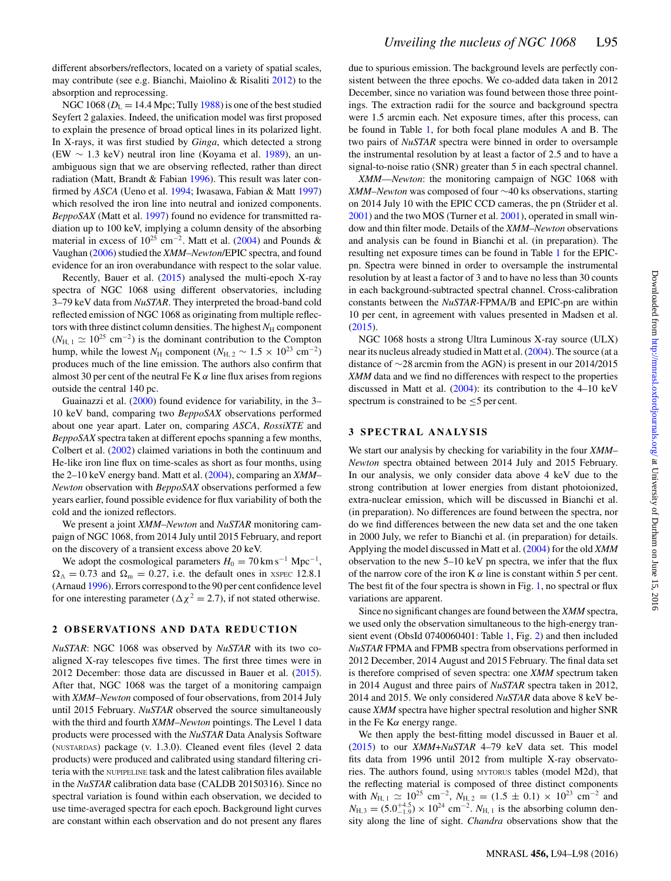different absorbers/reflectors, located on a variety of spatial scales, may contribute (see e.g. Bianchi, Maiolino & Risaliti 2012) to the absorption and reprocessing.

NGC 1068 ($D_L = 14.4$ Mpc; Tully 1988) is one of the best studied Seyfert 2 galaxies. Indeed, the unification model was first proposed to explain the presence of broad optical lines in its polarized light. In X-rays, it was first studied by *Ginga*, which detected a strong (EW $\sim$ 1.3 keV) neutral iron line (Koyama et al. 1989), an unambiguous sign that we are observing reflected, rather than direct radiation (Matt, Brandt & Fabian 1996). This result was later confirmed by *ASCA* (Ueno et al. 1994; Iwasawa, Fabian & Matt 1997) which resolved the iron line into neutral and ionized components. *BeppoSAX* (Matt et al. 1997) found no evidence for transmitted radiation up to 100 keV, implying a column density of the absorbing material in excess of $10^{25}$ cm$^{-2}$. Matt et al. (2004) and Pounds & Vaughan (2006) studied the *XMM–Newton*/EPIC spectra, and found evidence for an iron overabundance with respect to the solar value.

Recently, Bauer et al. (2015) analysed the multi-epoch X-ray spectra of NGC 1068 using different observatories, including 3–79 keV data from *NuSTAR*. They interpreted the broad-band cold reflected emission of NGC 1068 as originating from multiple reflectors with three distinct column densities. The highest $N_H$ component ($N_{H,1} \simeq 10^{25}$ cm$^{-2}$) is the dominant contribution to the Compton hump, while the lowest $N_H$ component ($N_{H,2} \sim 1.5 \times 10^{23}$ cm$^{-2}$) produces much of the line emission. The authors also confirm that almost 30 per cent of the neutral Fe K $\alpha$ line flux arises from regions outside the central 140 pc.

Guainazzi et al. (2000) found evidence for variability, in the 3–10 keV band, comparing two *BeppoSAX* observations performed about one year apart. Later on, comparing *ASCA*, *RossiXTE* and *BeppoSAX* spectra taken at different epochs spanning a few months, Colbert et al. (2002) claimed variations in both the continuum and He-like iron line flux on time-scales as short as four months, using the 2–10 keV energy band. Matt et al. (2004), comparing an *XMM–Newton* observation with *BeppoSAX* observations performed a few years earlier, found possible evidence for flux variability of both the cold and the ionized reflectors.

We present a joint *XMM–Newton* and *NuSTAR* monitoring campaign of NGC 1068, from 2014 July until 2015 February, and report on the discovery of a transient excess above 20 keV.

We adopt the cosmological parameters $H_0 = 70$ km s$^{-1}$ Mpc$^{-1}$, $\Omega_\Lambda = 0.73$ and $\Omega_m = 0.27$, i.e. the default ones in XSPEC 12.8.1 (Arnaud 1996). Errors correspond to the 90 per cent confidence level for one interesting parameter ($\Delta\chi^2 = 2.7$), if not stated otherwise.

## 2 OBSERVATIONS AND DATA REDUCTION

*NuSTAR*: NGC 1068 was observed by *NuSTAR* with its two co-aligned X-ray telescopes five times. The first three times were in 2012 December: those data are discussed in Bauer et al. (2015). After that, NGC 1068 was the target of a monitoring campaign with *XMM–Newton* composed of four observations, from 2014 July until 2015 February. *NuSTAR* observed the source simultaneously with the third and fourth *XMM–Newton* pointings. The Level 1 data products were processed with the *NuSTAR* Data Analysis Software (NUSTARDAS) package (v. 1.3.0). Cleaned event files (level 2 data products) were produced and calibrated using standard filtering criteria with the NUPIPELINE task and the latest calibration files available in the *NuSTAR* Calibration data base (CALDB 20150316). Since no spectral variation is found within each observation, we decided to use time-averaged spectra for each epoch. Background light curves are constant within each observation and do not present any flares due to spurious emission. The background levels are perfectly consistent between the three epochs. We co-added data taken in 2012 December, since no variation was found between those three pointings. The extraction radii for the source and background spectra were 1.5 arcmin each. Net exposure times, after this process, can be found in Table 1, for both focal plane modules A and B. The two pairs of *NuSTAR* spectra were binned in order to oversample the instrumental resolution by at least a factor of 2.5 and to have a signal-to-noise ratio (SNR) greater than 5 in each spectral channel.

*XMM—Newton*: the monitoring campaign of NGC 1068 with *XMM–Newton* was composed of four ~40 ks observations, starting on 2014 July 10 with the EPIC CCD cameras, the pn (Strüder et al. 2001) and the two MOS (Turner et al. 2001), operated in small window and thin filter mode. Details of the *XMM–Newton* observations and analysis can be found in Bianchi et al. (in preparation). The resulting net exposure times can be found in Table 1 for the EPIC-pn. Spectra were binned in order to oversample the instrumental resolution by at least a factor of 3 and to have no less than 30 counts in each background-subtracted spectral channel. Cross-calibration constants between the *NuSTAR*-FPMA/B and EPIC-pn are within 10 per cent, in agreement with values presented in Madsen et al. (2015).

NGC 1068 hosts a strong Ultra Luminous X-ray Source (ULX) near its nucleus already studied in Matt et al. (2004). The source (at a distance of ~28 arcmin from the AGN) is present in our 2014/2015 *XMM* data and we find no differences with respect to the properties discussed in Matt et al. (2004): its contribution to the 4–10 keV spectrum is constrained to be ≤5 per cent.

## 3 SPECTRAL ANALYSIS

We start our analysis by checking for variability in the four *XMM–Newton* spectra obtained between 2014 July and 2015 February. In our analysis, we only consider data above 4 keV due to the strong contribution at lower energies from distant photoionized, extra-nuclear emission, which will be discussed in Bianchi et al. (in preparation). No differences are found between the spectra, nor do we find differences between the new data set and the one taken in 2000 July, we refer to Bianchi et al. (in preparation) for details. Applying the model discussed in Matt et al. (2004) for the old *XMM* observation to the new 5–10 keV pn spectra, we infer that the flux of the narrow core of the iron K $\alpha$ line is constant within 5 per cent. The best fit of the four spectra is shown in Fig. 1, no spectral or flux variations are apparent.

Since no significant changes are found between the *XMM* spectra, we used only the observation simultaneous to the high-energy transient event (ObsId 0740060401: Table 1, Fig. 2) and then included *NuSTAR* FPMA and FPMB spectra from observations performed in 2012 December, 2014 August and 2015 February. The final data set is therefore comprised of seven spectra: one *XMM* spectrum taken in 2014 August and three pairs of *NuSTAR* spectra taken in 2012, 2014 and 2015. We only considered *NuSTAR* data above 8 keV because *XMM* spectra have higher spectral resolution and higher SNR in the Fe K$\alpha$ energy range.

We then apply the best-fitting model discussed in Bauer et al. (2015) to our *XMM*+*NuSTAR* 4–79 keV data set. This model fits data from 1996 until 2012 from multiple X-ray observatories. The authors found, using MYTORUS tables (model M2d), that the reflecting material is composed of three distinct components with $N_{H,1} \simeq 10^{25}$ cm$^{-2}$, $N_{H,2} = (1.5 \pm 0.1) \times 10^{23}$ cm$^{-2}$ and $N_{H,3} = (5.0^{+4.5}_{-1.9}) \times 10^{24}$ cm$^{-2}$. $N_{H,1}$ is the absorbing column density along the line of sight. *Chandra* observations show that the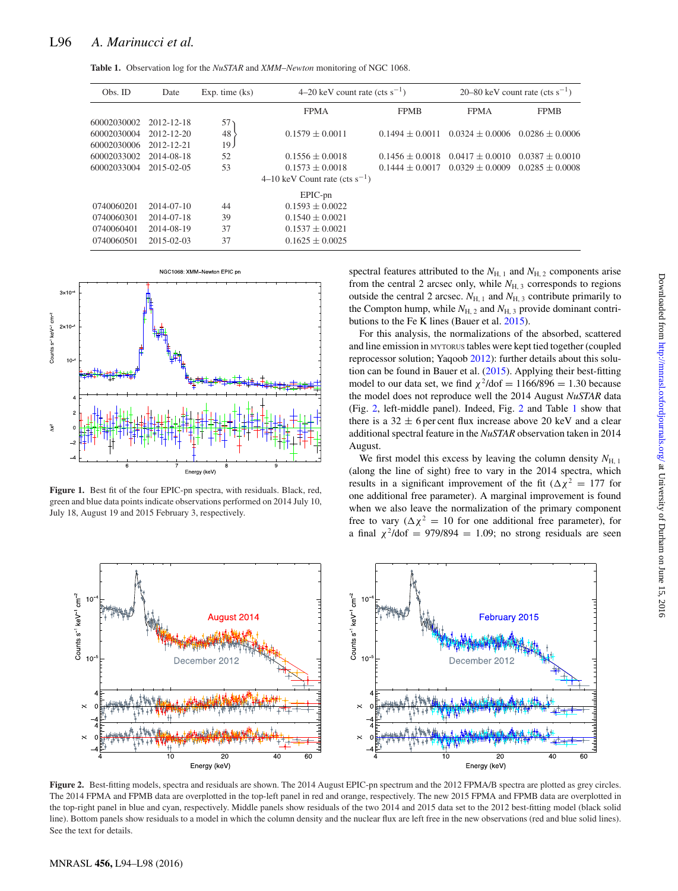**Table 1.** Observation log for the *NuSTAR* and *XMM–Newton* monitoring of NGC 1068.

| Obs. ID | Date | Exp. time (ks) | 4–20 keV count rate (cts s$^{-1}$) | | 20–80 keV count rate (cts s$^{-1}$) | |
|---|---|---|---|---|---|---|
| | | | FPMA | FPMB | FPMA | FPMB |
| 60002030002 | 2012-12-18 | 57 | | | | |
| 60002030004 | 2012-12-20 | 48 | 0.1579 ± 0.0011 | 0.1494 ± 0.0011 | 0.0324 ± 0.0006 | 0.0286 ± 0.0006 |
| 60002030006 | 2012-12-21 | 19 | | | | |
| 60002033002 | 2014-08-18 | 52 | 0.1556 ± 0.0018 | 0.1456 ± 0.0018 | 0.0417 ± 0.0010 | 0.0387 ± 0.0010 |
| 60002033004 | 2015-02-05 | 53 | 0.1573 ± 0.0018 | 0.1444 ± 0.0017 | 0.0329 ± 0.0009 | 0.0285 ± 0.0008 |
| | | | 4–10 keV Count rate (cts s$^{-1}$) | | | |
| | | | EPIC-pn | | | |
| 0740060201 | 2014-07-10 | 44 | 0.1593 ± 0.0022 | | | |
| 0740060301 | 2014-07-18 | 39 | 0.1540 ± 0.0021 | | | |
| 0740060401 | 2014-08-19 | 37 | 0.1537 ± 0.0021 | | | |
| 0740060501 | 2015-02-03 | 37 | 0.1625 ± 0.0025 | | | |

**Figure 1.** Best fit of the four EPIC-pn spectra, with residuals. Black, red, green and blue data points indicate observations performed on 2014 July 10, July 18, August 19 and 2015 February 3, respectively.

spectral features attributed to the $N_{\mathrm{H},1}$ and $N_{\mathrm{H},2}$ components arise from the central 2 arcsec only, while $N_{\mathrm{H},3}$ corresponds to regions outside the central 2 arcsec. $N_{\mathrm{H},1}$ and $N_{\mathrm{H},3}$ contribute primarily to the Compton hump, while $N_{\mathrm{H},2}$ and $N_{\mathrm{H},3}$ provide dominant contributions to the Fe K lines (Bauer et al. 2015).

For this analysis, the normalizations of the absorbed, scattered and line emission in MYTORUS tables were kept tied together (coupled reprocessor solution; Yaqoob 2012): further details about this solution can be found in Bauer et al. (2015). Applying their best-fitting model to our data set, we find $\chi^2$/dof = 1166/896 = 1.30 because the model does not reproduce well the 2014 August *NuSTAR* data (Fig. 2, left-middle panel). Indeed, Fig. 2 and Table 1 show that there is a 32 ± 6 per cent flux increase above 20 keV and a clear additional spectral feature in the *NuSTAR* observation taken in 2014 August.

We first model this excess by leaving the column density $N_{\mathrm{H},1}$ (along the line of sight) free to vary in the 2014 spectra, which results in a significant improvement of the fit ($\Delta\chi^2 = 177$ for one additional free parameter). A marginal improvement is found when we also leave the normalization of the primary component free to vary ($\Delta\chi^2 = 10$ for one additional free parameter), for a final $\chi^2$/dof = 979/894 = 1.09; no strong residuals are seen

**Figure 2.** Best-fitting models, spectra and residuals are shown. The 2014 August EPIC-pn spectrum and the 2012 FPMA/B spectra are plotted as grey circles. The 2014 FPMA and FPMB data are overplotted in the top-left panel in red and orange, respectively. The new 2015 FPMA and FPMB data are overplotted in the top-right panel in blue and cyan, respectively. Middle panels show residuals of the two 2014 and 2015 data set to the 2012 best-fitting model (black solid line). Bottom panels show residuals to a model in which the column density and the nuclear flux are left free in the new observations (red and blue solid lines). See the text for details.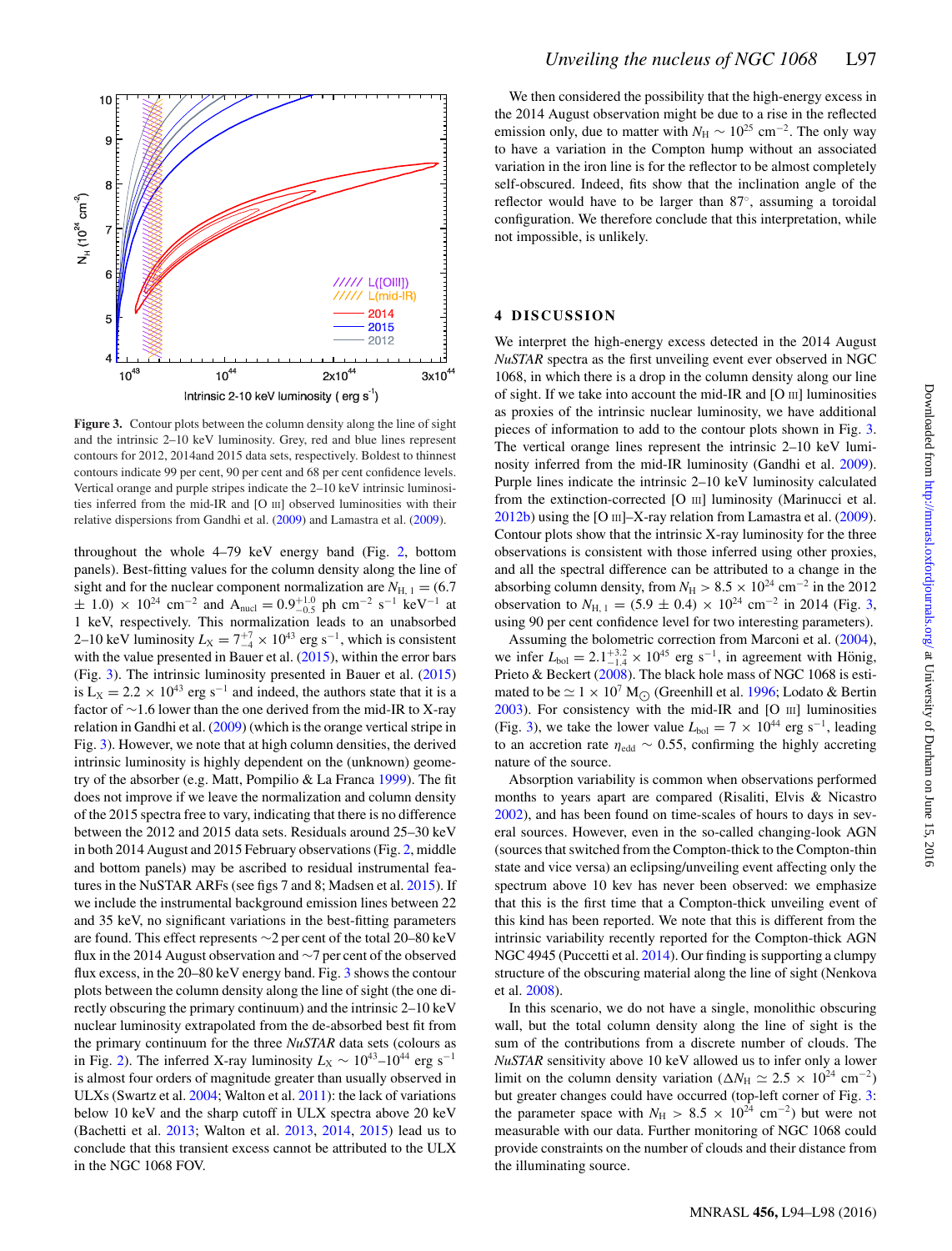Figure 3. Contour plots between the column density along the line of sight and the intrinsic 2–10 keV luminosity. Grey, red and blue lines represent contours for 2012, 2014and 2015 data sets, respectively. Boldest to thinnest contours indicate 99 per cent, 90 per cent and 68 per cent confidence levels. Vertical orange and purple stripes indicate the 2–10 keV intrinsic luminosities inferred from the mid-IR and [O III] observed luminosities with their relative dispersions from Gandhi et al. (2009) and Lamastra et al. (2009).

throughout the whole 4–79 keV energy band (Fig. 2, bottom panels). Best-fitting values for the column density along the line of sight and for the nuclear component normalization are $N_{\rm H,\,1} = (6.7 \pm 1.0) \times 10^{24}$ cm$^{-2}$ and $A_{\rm nucl} = 0.9^{+1.0}_{-0.5}$ ph cm$^{-2}$ s$^{-1}$ keV$^{-1}$ at 1 keV, respectively. This normalization leads to an unabsorbed 2–10 keV luminosity $L_{\rm X} = 7^{+7}_{-4} \times 10^{43}$ erg s$^{-1}$, which is consistent with the value presented in Bauer et al. (2015), within the error bars (Fig. 3). The intrinsic luminosity presented in Bauer et al. (2015) is $L_{\rm X} = 2.2 \times 10^{43}$ erg s$^{-1}$ and indeed, the authors state that it is a factor of ∼1.6 lower than the one derived from the mid-IR to X-ray relation in Gandhi et al. (2009) (which is the orange vertical stripe in Fig. 3). However, we note that at high column densities, the derived intrinsic luminosity is highly dependent on the (unknown) geometry of the absorber (e.g. Matt, Pompilio & La Franca 1999). The fit does not improve if we leave the normalization and column density of the 2015 spectra free to vary, indicating that there is no difference between the 2012 and 2015 data sets. Residuals around 25–30 keV in both 2014 August and 2015 February observations (Fig. 2, middle and bottom panels) may be ascribed to residual instrumental features in the NuSTAR ARFs (see figs 7 and 8; Madsen et al. 2015). If we include the instrumental background emission lines between 22 and 35 keV, no significant variations in the best-fitting parameters are found. This effect represents ∼2 per cent of the total 20–80 keV flux in the 2014 August observation and ∼7 per cent of the observed flux excess, in the 20–80 keV energy band. Fig. 3 shows the contour plots between the column density along the line of sight (the one directly obscuring the primary continuum) and the intrinsic 2–10 keV nuclear luminosity extrapolated from the de-absorbed best fit from the primary continuum for the three *NuSTAR* data sets (colours as in Fig. 2). The inferred X-ray luminosity $L_{\rm X} \sim 10^{43}$–$10^{44}$ erg s$^{-1}$ is almost four orders of magnitude greater than usually observed in ULXs (Swartz et al. 2004; Walton et al. 2011): the lack of variations below 10 keV and the sharp cutoff in ULX spectra above 20 keV (Bachetti et al. 2013; Walton et al. 2013, 2014, 2015) lead us to conclude that this transient excess cannot be attributed to the ULX in the NGC 1068 FOV.

We then considered the possibility that the high-energy excess in the 2014 August observation might be due to a rise in the reflected emission only, due to matter with $N_{\rm H} \sim 10^{25}$ cm$^{-2}$. The only way to have a variation in the Compton hump without an associated variation in the iron line is for the reflector to be almost completely self-obscured. Indeed, fits show that the inclination angle of the reflector would have to be larger than 87°, assuming a toroidal configuration. We therefore conclude that this interpretation, while not impossible, is unlikely.

## 4 DISCUSSION

We interpret the high-energy excess detected in the 2014 August *NuSTAR* spectra as the first unveiling event ever observed in NGC 1068, in which there is a drop in the column density along our line of sight. If we take into account the mid-IR and [O III] luminosities as proxies of the intrinsic nuclear luminosity, we have additional pieces of information to add to the contour plots shown in Fig. 3. The vertical orange lines represent the intrinsic 2–10 keV luminosity inferred from the mid-IR luminosity (Gandhi et al. 2009). Purple lines indicate the intrinsic 2–10 keV luminosity calculated from the extinction-corrected [O III] luminosity (Marinucci et al. 2012b) using the [O III]–X-ray relation from Lamastra et al. (2009). Contour plots show that the intrinsic X-ray luminosity for the three observations is consistent with those inferred using other proxies, and all the spectral difference can be attributed to a change in the absorbing column density, from $N_{\rm H} > 8.5 \times 10^{24}$ cm$^{-2}$ in the 2012 observation to $N_{\rm H,\,1} = (5.9 \pm 0.4) \times 10^{24}$ cm$^{-2}$ in 2014 (Fig. 3, using 90 per cent confidence level for two interesting parameters).

Assuming the bolometric correction from Marconi et al. (2004), we infer $L_{\rm bol} = 2.1^{+3.2}_{-1.4} \times 10^{45}$ erg s$^{-1}$, in agreement with Hönig, Prieto & Beckert (2008). The black hole mass of NGC 1068 is estimated to be $\simeq 1 \times 10^{7}$ M$_{\odot}$ (Greenhill et al. 1996; Lodato & Bertin 2003). For consistency with the mid-IR and [O III] luminosities (Fig. 3), we take the lower value $L_{\rm bol} = 7 \times 10^{44}$ erg s$^{-1}$, leading to an accretion rate $\eta_{\rm edd} \sim 0.55$, confirming the highly accreting nature of the source.

Absorption variability is common when observations performed months to years apart are compared (Risaliti, Elvis & Nicastro 2002), and has been found on time-scales of hours to days in several sources. However, even in the so-called changing-look AGN (sources that switched from the Compton-thick to the Compton-thin state and vice versa) an eclipsing/unveiling event affecting only the spectrum above 10 kev has never been observed: we emphasize that this is the first time that a Compton-thick unveiling event of this kind has been reported. We note that this is different from the intrinsic variability recently reported for the Compton-thick AGN NGC 4945 (Puccetti et al. 2014). Our finding is supporting a clumpy structure of the obscuring material along the line of sight (Nenkova et al. 2008).

In this scenario, we do not have a single, monolithic obscuring wall, but the total column density along the line of sight is the sum of the contributions from a discrete number of clouds. The *NuSTAR* sensitivity above 10 keV allowed us to infer only a lower limit on the column density variation ($\Delta N_{\rm H} \simeq 2.5 \times 10^{24}$ cm$^{-2}$) but greater changes could have occurred (top-left corner of Fig. 3: the parameter space with $N_{\rm H} > 8.5 \times 10^{24}$ cm$^{-2}$) but were not measurable with our data. Further monitoring of NGC 1068 could provide constraints on the number of clouds and their distance from the illuminating source.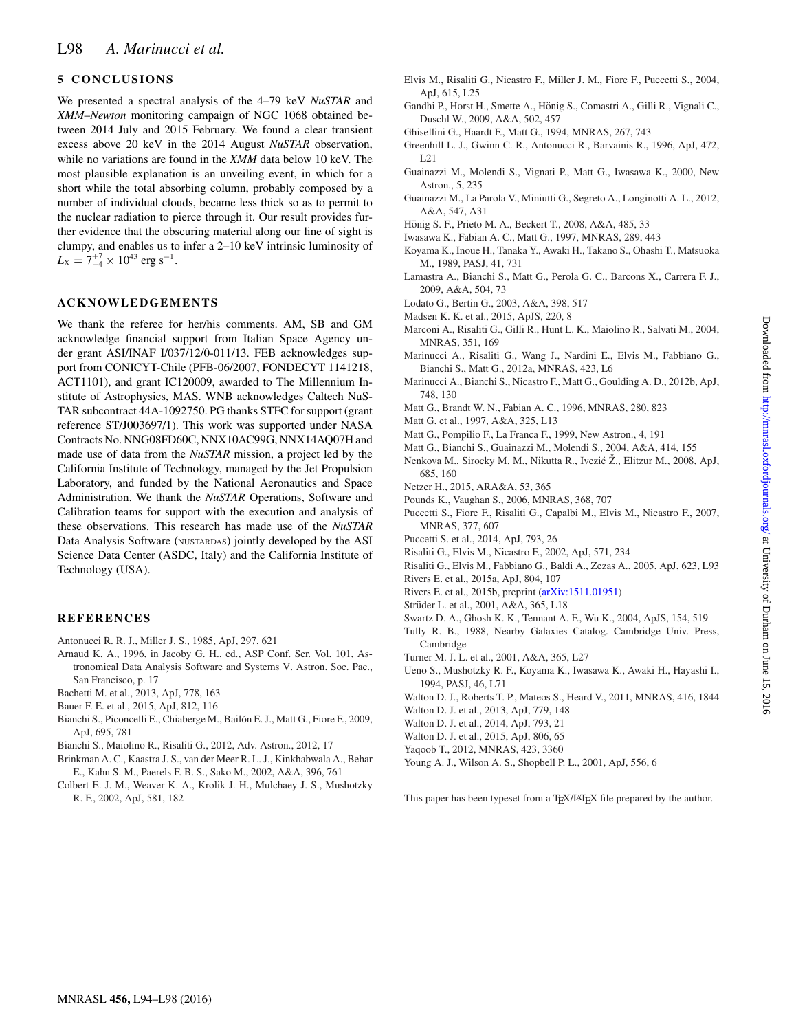## 5 CONCLUSIONS

We presented a spectral analysis of the 4–79 keV *NuSTAR* and *XMM–Newton* monitoring campaign of NGC 1068 obtained between 2014 July and 2015 February. We found a clear transient excess above 20 keV in the 2014 August *NuSTAR* observation, while no variations are found in the *XMM* data below 10 keV. The most plausible explanation is an unveiling event, in which for a short while the total absorbing column, probably composed by a number of individual clouds, became less thick so as to permit to the nuclear radiation to pierce through it. Our result provides further evidence that the obscuring material along our line of sight is clumpy, and enables us to infer a 2–10 keV intrinsic luminosity of $L_X = 7^{+7}_{-4} \times 10^{43}$ erg s$^{-1}$.

## ACKNOWLEDGEMENTS

We thank the referee for her/his comments. AM, SB and GM acknowledge financial support from Italian Space Agency under grant ASI/INAF I/037/12/0-011/13. FEB acknowledges support from CONICYT-Chile (PFB-06/2007, FONDECYT 1141218, ACT1101), and grant IC120009, awarded to The Millennium Institute of Astrophysics, MAS. WNB acknowledges Caltech NuSTAR subcontract 44A-1092750. PG thanks STFC for support (grant reference ST/J003697/1). This work was supported under NASA Contracts No. NNG08FD60C, NNX10AC99G, NNX14AQ07H and made use of data from the *NuSTAR* mission, a project led by the California Institute of Technology, managed by the Jet Propulsion Laboratory, and funded by the National Aeronautics and Space Administration. We thank the *NuSTAR* Operations, Software and Calibration teams for support with the execution and analysis of these observations. This research has made use of the *NuSTAR* Data Analysis Software (NUSTARDAS) jointly developed by the ASI Science Data Center (ASDC, Italy) and the California Institute of Technology (USA).

## REFERENCES

Antonucci R. R. J., Miller J. S., 1985, ApJ, 297, 621

Arnaud K. A., 1996, in Jacoby G. H., ed., ASP Conf. Ser. Vol. 101, Astronomical Data Analysis Software and Systems V. Astron. Soc. Pac., San Francisco, p. 17

Bachetti M. et al., 2013, ApJ, 778, 163

Bauer F. E. et al., 2015, ApJ, 812, 116

Bianchi S., Piconcelli E., Chiaberge M., Bailón E. J., Matt G., Fiore F., 2009, ApJ, 695, 781

Bianchi S., Maiolino R., Risaliti G., 2012, Adv. Astron., 2012, 17

Brinkman A. C., Kaastra J. S., van der Meer R. L. J., Kinkhabwala A., Behar E., Kahn S. M., Paerels F. B. S., Sako M., 2002, A&A, 396, 761

Colbert E. J. M., Weaver K. A., Krolik J. H., Mulchaey J. S., Mushotzky R. F., 2002, ApJ, 581, 182

Elvis M., Risaliti G., Nicastro F., Miller J. M., Fiore F., Puccetti S., 2004, ApJ, 615, L25

Gandhi P., Horst H., Smette A., Hönig S., Comastri A., Gilli R., Vignali C., Duschl W., 2009, A&A, 502, 457

Ghisellini G., Haardt F., Matt G., 1994, MNRAS, 267, 743

Greenhill L. J., Gwinn C. R., Antonucci R., Barvainis R., 1996, ApJ, 472, L21

Guainazzi M., Molendi S., Vignati P., Matt G., Iwasawa K., 2000, New Astron., 5, 235

Guainazzi M., La Parola V., Miniutti G., Segreto A., Longinotti A. L., 2012, A&A, 547, A31

Hönig S. F., Prieto M. A., Beckert T., 2008, A&A, 485, 33

Iwasawa K., Fabian A. C., Matt G., 1997, MNRAS, 289, 443

Koyama K., Inoue H., Tanaka Y., Awaki H., Takano S., Ohashi T., Matsuoka M., 1989, PASJ, 41, 731

Lamastra A., Bianchi S., Matt G., Perola G. C., Barcons X., Carrera F. J., 2009, A&A, 504, 73

Lodato G., Bertin G., 2003, A&A, 398, 517

Madsen K. K. et al., 2015, ApJS, 220, 8

Marconi A., Risaliti G., Gilli R., Hunt L. K., Maiolino R., Salvati M., 2004, MNRAS, 351, 169

Marinucci A., Risaliti G., Wang J., Nardini E., Elvis M., Fabbiano G., Bianchi S., Matt G., 2012a, MNRAS, 423, L6

Marinucci A., Bianchi S., Nicastro F., Matt G., Goulding A. D., 2012b, ApJ, 748, 130

Matt G., Brandt W. N., Fabian A. C., 1996, MNRAS, 280, 823

Matt G. et al., 1997, A&A, 325, L13

Matt G., Pompilio F., La Franca F., 1999, New Astron., 4, 191

Matt G., Bianchi S., Guainazzi M., Molendi S., 2004, A&A, 414, 155

Nenkova M., Sirocky M. M., Nikutta R., Ivezić Ž., Elitzur M., 2008, ApJ, 685, 160

Netzer H., 2015, ARA&A, 53, 365

Pounds K., Vaughan S., 2006, MNRAS, 368, 707

Puccetti S., Fiore F., Risaliti G., Capalbi M., Elvis M., Nicastro F., 2007, MNRAS, 377, 607

Puccetti S. et al., 2014, ApJ, 793, 26

Risaliti G., Elvis M., Nicastro F., 2002, ApJ, 571, 234

Risaliti G., Elvis M., Fabbiano G., Baldi A., Zezas A., 2005, ApJ, 623, L93

Rivers E. et al., 2015a, ApJ, 804, 107

Rivers E. et al., 2015b, preprint (arXiv:1511.01951)

Strüder L. et al., 2001, A&A, 365, L18

Swartz D. A., Ghosh K. K., Tennant A. F., Wu K., 2004, ApJS, 154, 519

Tully R. B., 1988, Nearby Galaxies Catalog. Cambridge Univ. Press, Cambridge

Turner M. J. L. et al., 2001, A&A, 365, L27

Ueno S., Mushotzky R. F., Koyama K., Iwasawa K., Awaki H., Hayashi I., 1994, PASJ, 46, L71

Walton D. J., Roberts T. P., Mateos S., Heard V., 2011, MNRAS, 416, 1844

Walton D. J. et al., 2013, ApJ, 779, 148

Walton D. J. et al., 2014, ApJ, 793, 21

Walton D. J. et al., 2015, ApJ, 806, 65

Yaqoob T., 2012, MNRAS, 423, 3360

Young A. J., Wilson A. S., Shopbell P. L., 2001, ApJ, 556, 6

This paper has been typeset from a TEX/LATEX file prepared by the author.